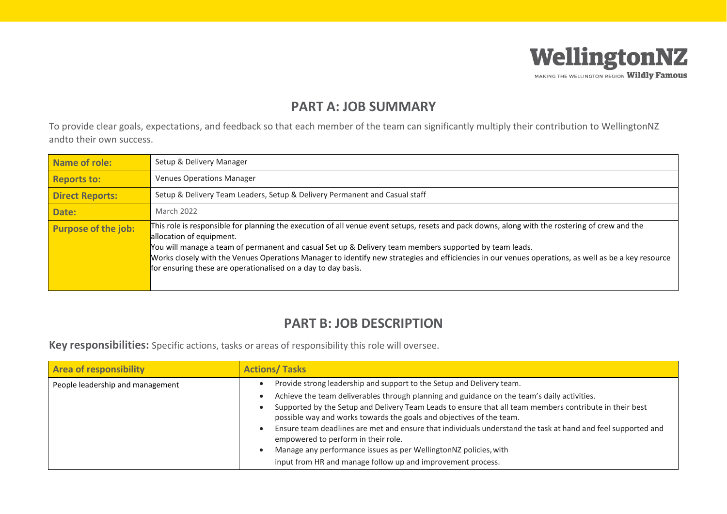WellingtonNZ

MAKING THE WELLINGTON REGION **Wildly Famous**

## PART A: JOB SUMMARY

To provide clear goals, expectations, and feedback so that each member of the team can significantly multiply their contribution to WellingtonNZ andto their own success.

| **Name of role:** | Setup & Delivery Manager |
|---|---|
| **Reports to:** | Venues Operations Manager |
| **Direct Reports:** | Setup & Delivery Team Leaders, Setup & Delivery Permanent and Casual staff |
| **Date:** | March 2022 |
| **Purpose of the job:** | This role is responsible for planning the execution of all venue event setups, resets and pack downs, along with the rostering of crew and the allocation of equipment.<br>You will manage a team of permanent and casual Set up & Delivery team members supported by team leads.<br>Works closely with the Venues Operations Manager to identify new strategies and efficiencies in our venues operations, as well as be a key resource for ensuring these are operationalised on a day to day basis. |

## PART B: JOB DESCRIPTION

**Key responsibilities:** Specific actions, tasks or areas of responsibility this role will oversee.

| Area of responsibility | Actions/ Tasks |
|---|---|
| People leadership and management | • Provide strong leadership and support to the Setup and Delivery team.<br>• Achieve the team deliverables through planning and guidance on the team's daily activities.<br>• Supported by the Setup and Delivery Team Leads to ensure that all team members contribute in their best possible way and works towards the goals and objectives of the team.<br>• Ensure team deadlines are met and ensure that individuals understand the task at hand and feel supported and empowered to perform in their role.<br>• Manage any performance issues as per WellingtonNZ policies, with input from HR and manage follow up and improvement process. |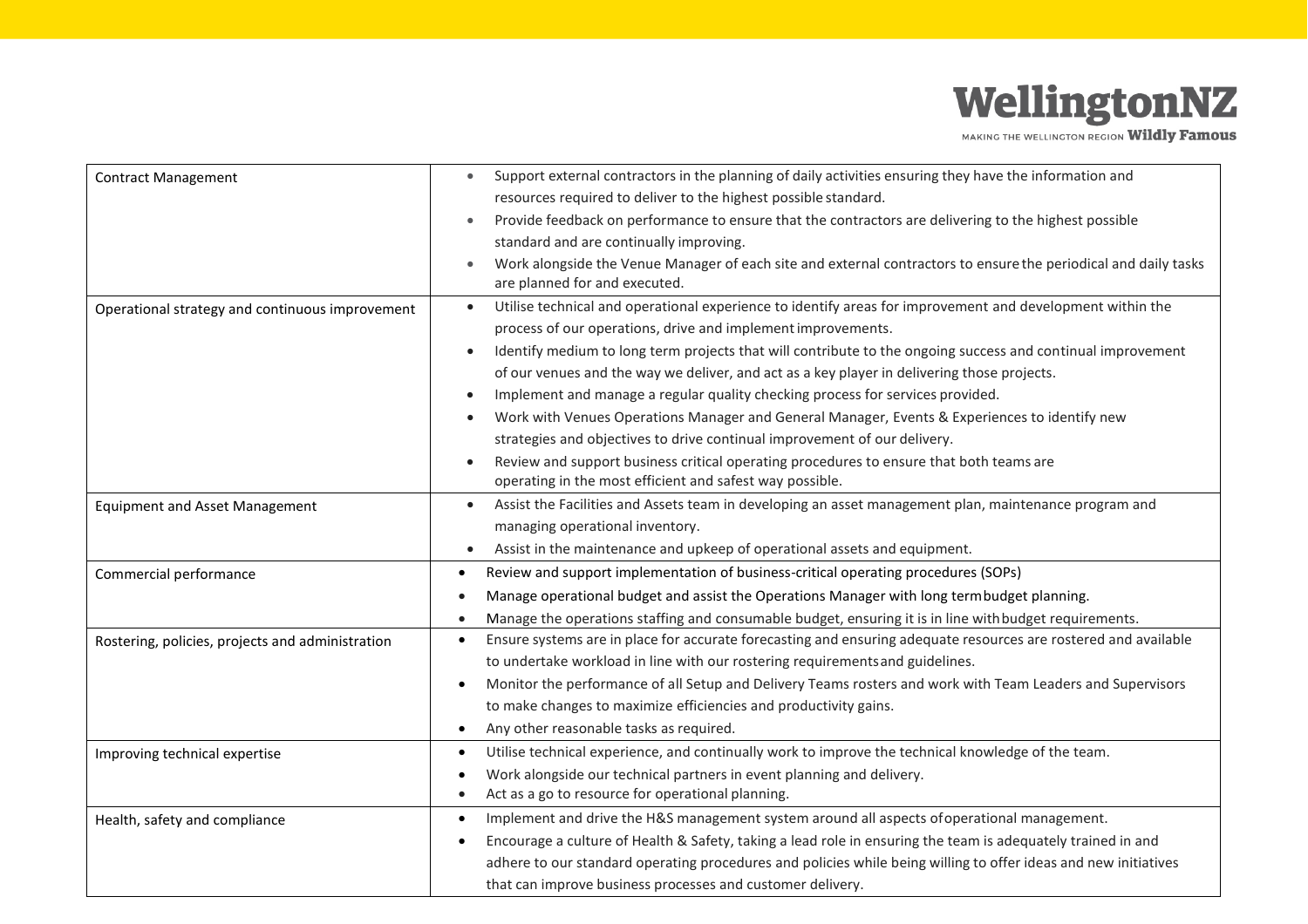| | |
|---|---|
| Contract Management | • Support external contractors in the planning of daily activities ensuring they have the information and resources required to deliver to the highest possible standard.<br>• Provide feedback on performance to ensure that the contractors are delivering to the highest possible standard and are continually improving.<br>• Work alongside the Venue Manager of each site and external contractors to ensure the periodical and daily tasks are planned for and executed. |
| Operational strategy and continuous improvement | • Utilise technical and operational experience to identify areas for improvement and development within the process of our operations, drive and implement improvements.<br>• Identify medium to long term projects that will contribute to the ongoing success and continual improvement of our venues and the way we deliver, and act as a key player in delivering those projects.<br>• Implement and manage a regular quality checking process for services provided.<br>• Work with Venues Operations Manager and General Manager, Events & Experiences to identify new strategies and objectives to drive continual improvement of our delivery.<br>• Review and support business critical operating procedures to ensure that both teams are operating in the most efficient and safest way possible. |
| Equipment and Asset Management | • Assist the Facilities and Assets team in developing an asset management plan, maintenance program and managing operational inventory.<br>• Assist in the maintenance and upkeep of operational assets and equipment. |
| Commercial performance | • Review and support implementation of business-critical operating procedures (SOPs)<br>• Manage operational budget and assist the Operations Manager with long term budget planning.<br>• Manage the operations staffing and consumable budget, ensuring it is in line with budget requirements. |
| Rostering, policies, projects and administration | • Ensure systems are in place for accurate forecasting and ensuring adequate resources are rostered and available to undertake workload in line with our rostering requirements and guidelines.<br>• Monitor the performance of all Setup and Delivery Teams rosters and work with Team Leaders and Supervisors to make changes to maximize efficiencies and productivity gains.<br>• Any other reasonable tasks as required. |
| Improving technical expertise | • Utilise technical experience, and continually work to improve the technical knowledge of the team.<br>• Work alongside our technical partners in event planning and delivery.<br>• Act as a go to resource for operational planning. |
| Health, safety and compliance | • Implement and drive the H&S management system around all aspects of operational management.<br>• Encourage a culture of Health & Safety, taking a lead role in ensuring the team is adequately trained in and adhere to our standard operating procedures and policies while being willing to offer ideas and new initiatives that can improve business processes and customer delivery. |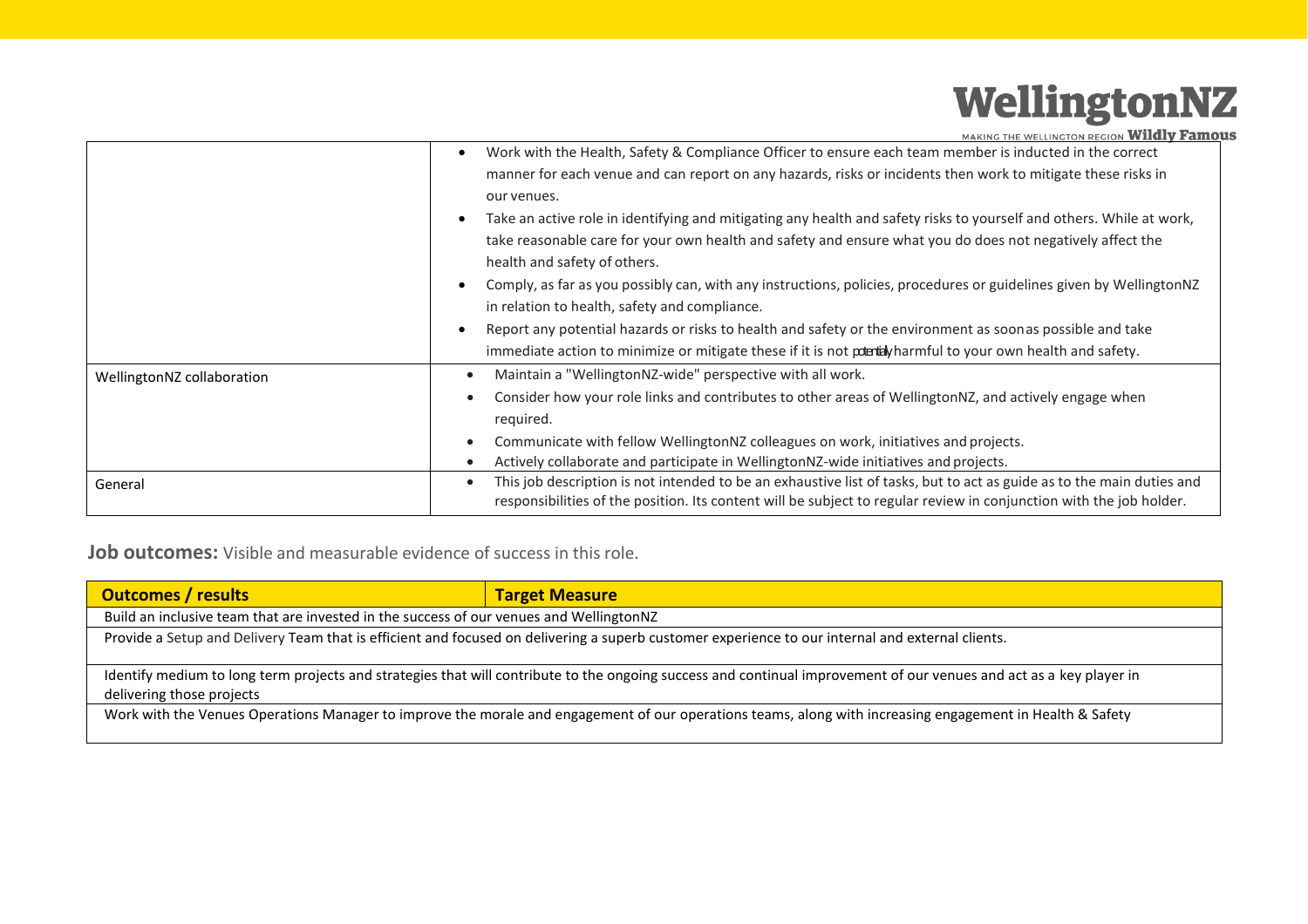| | |
|---|---|
| | • Work with the Health, Safety & Compliance Officer to ensure each team member is inducted in the correct manner for each venue and can report on any hazards, risks or incidents then work to mitigate these risks in our venues.<br>• Take an active role in identifying and mitigating any health and safety risks to yourself and others. While at work, take reasonable care for your own health and safety and ensure what you do does not negatively affect the health and safety of others.<br>• Comply, as far as you possibly can, with any instructions, policies, procedures or guidelines given by WellingtonNZ in relation to health, safety and compliance.<br>• Report any potential hazards or risks to health and safety or the environment as soon as possible and take immediate action to minimize or mitigate these if it is not potentially harmful to your own health and safety. |
| WellingtonNZ collaboration | • Maintain a "WellingtonNZ-wide" perspective with all work.<br>• Consider how your role links and contributes to other areas of WellingtonNZ, and actively engage when required.<br>• Communicate with fellow WellingtonNZ colleagues on work, initiatives and projects.<br>• Actively collaborate and participate in WellingtonNZ-wide initiatives and projects. |
| General | • This job description is not intended to be an exhaustive list of tasks, but to act as guide as to the main duties and responsibilities of the position. Its content will be subject to regular review in conjunction with the job holder. |

**Job outcomes:** Visible and measurable evidence of success in this role.

| Outcomes / results | Target Measure |
|---|---|
| Build an inclusive team that are invested in the success of our venues and WellingtonNZ | |
| Provide a Setup and Delivery Team that is efficient and focused on delivering a superb customer experience to our internal and external clients. | |
| Identify medium to long term projects and strategies that will contribute to the ongoing success and continual improvement of our venues and act as a key player in delivering those projects | |
| Work with the Venues Operations Manager to improve the morale and engagement of our operations teams, along with increasing engagement in Health & Safety | |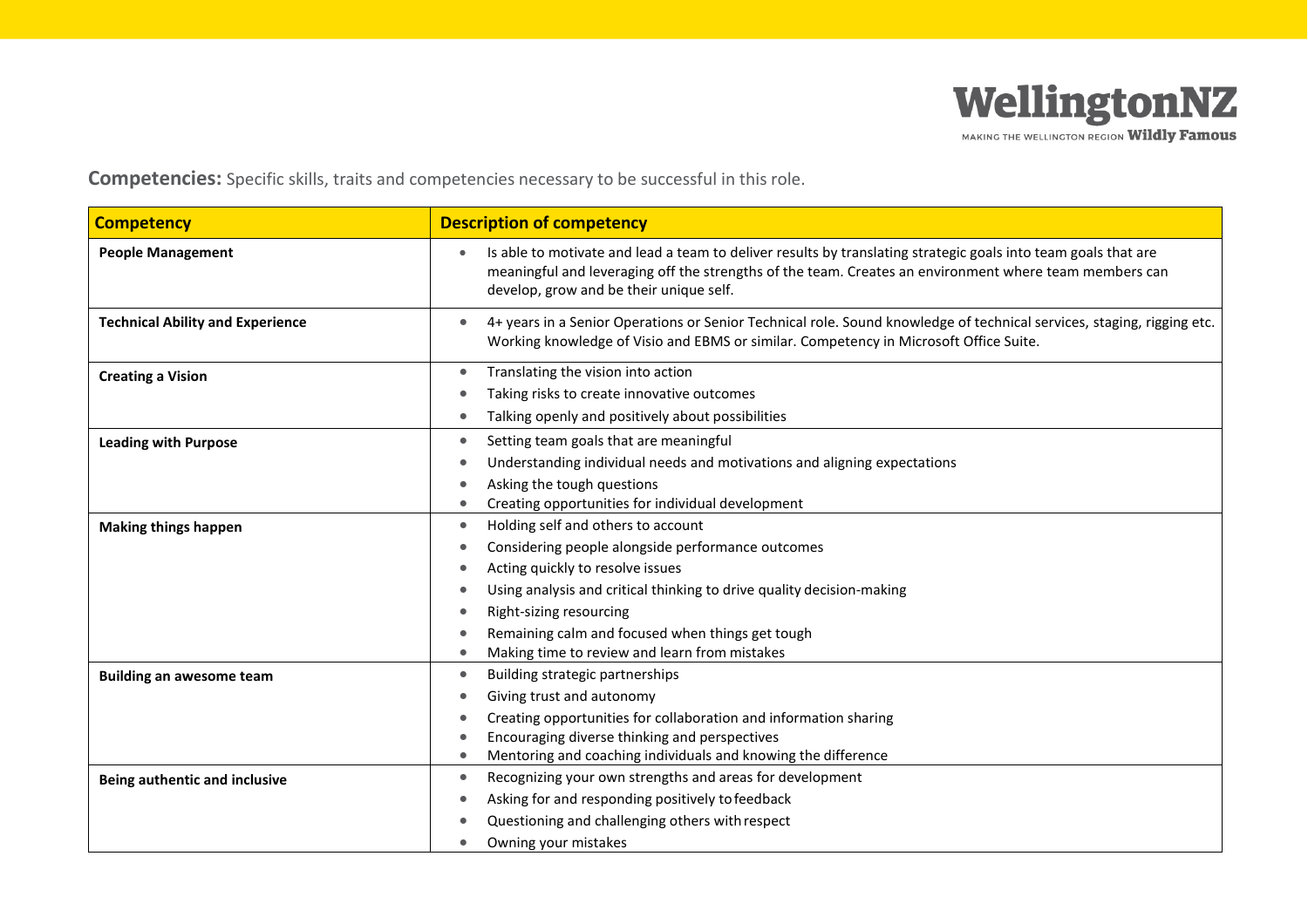**Competencies:** Specific skills, traits and competencies necessary to be successful in this role.

| Competency | Description of competency |
| --- | --- |
| **People Management** | • Is able to motivate and lead a team to deliver results by translating strategic goals into team goals that are meaningful and leveraging off the strengths of the team. Creates an environment where team members can develop, grow and be their unique self. |
| **Technical Ability and Experience** | • 4+ years in a Senior Operations or Senior Technical role. Sound knowledge of technical services, staging, rigging etc. Working knowledge of Visio and EBMS or similar. Competency in Microsoft Office Suite. |
| **Creating a Vision** | • Translating the vision into action<br>• Taking risks to create innovative outcomes<br>• Talking openly and positively about possibilities |
| **Leading with Purpose** | • Setting team goals that are meaningful<br>• Understanding individual needs and motivations and aligning expectations<br>• Asking the tough questions<br>• Creating opportunities for individual development |
| **Making things happen** | • Holding self and others to account<br>• Considering people alongside performance outcomes<br>• Acting quickly to resolve issues<br>• Using analysis and critical thinking to drive quality decision-making<br>• Right-sizing resourcing<br>• Remaining calm and focused when things get tough<br>• Making time to review and learn from mistakes |
| **Building an awesome team** | • Building strategic partnerships<br>• Giving trust and autonomy<br>• Creating opportunities for collaboration and information sharing<br>• Encouraging diverse thinking and perspectives<br>• Mentoring and coaching individuals and knowing the difference |
| **Being authentic and inclusive** | • Recognizing your own strengths and areas for development<br>• Asking for and responding positively to feedback<br>• Questioning and challenging others with respect<br>• Owning your mistakes |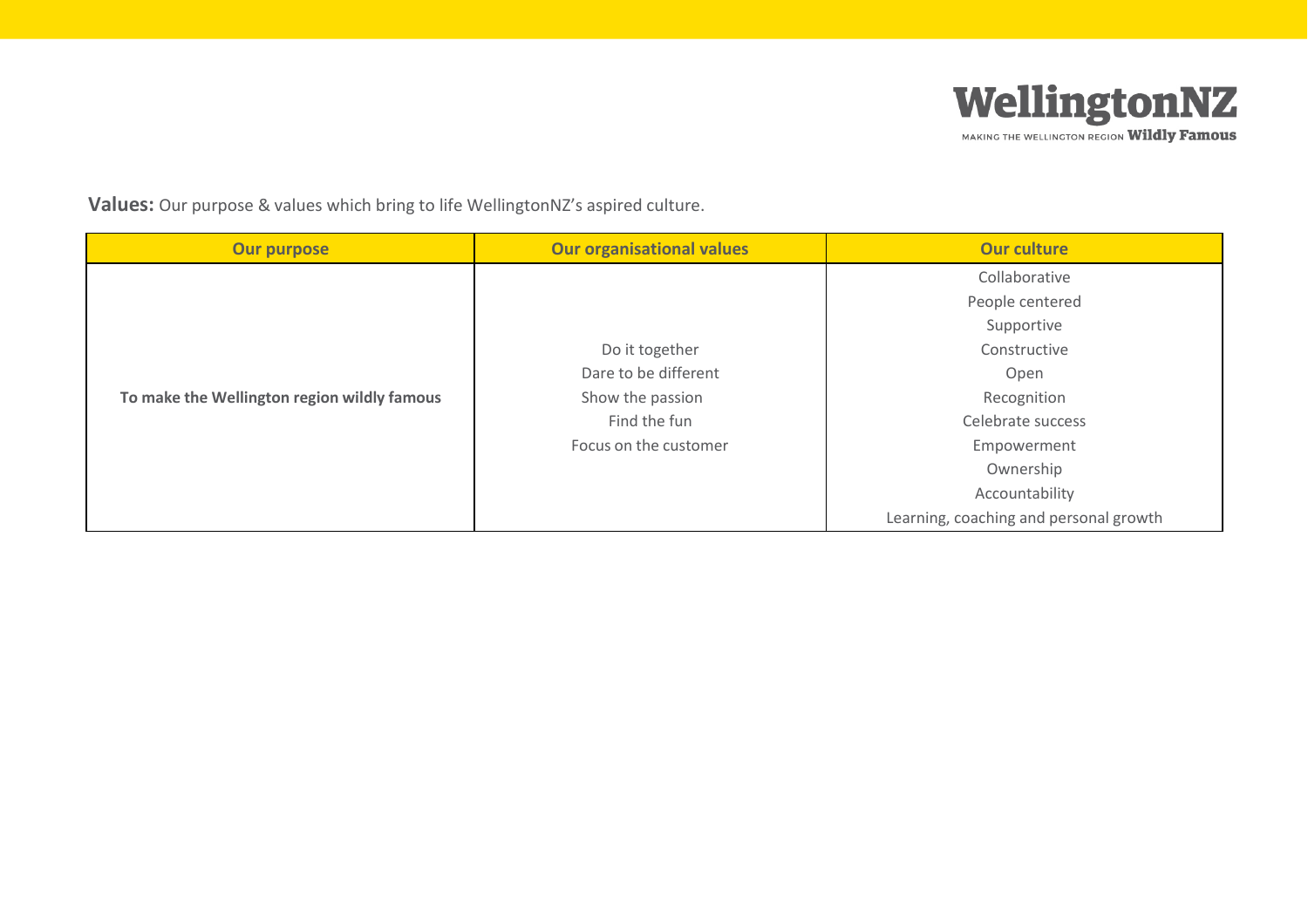WellingtonNZ
MAKING THE WELLINGTON REGION **Wildly Famous**

**Values:** Our purpose & values which bring to life WellingtonNZ's aspired culture.

| Our purpose | Our organisational values | Our culture |
|---|---|---|
| **To make the Wellington region wildly famous** | Do it together<br>Dare to be different<br>Show the passion<br>Find the fun<br>Focus on the customer | Collaborative<br>People centered<br>Supportive<br>Constructive<br>Open<br>Recognition<br>Celebrate success<br>Empowerment<br>Ownership<br>Accountability<br>Learning, coaching and personal growth |